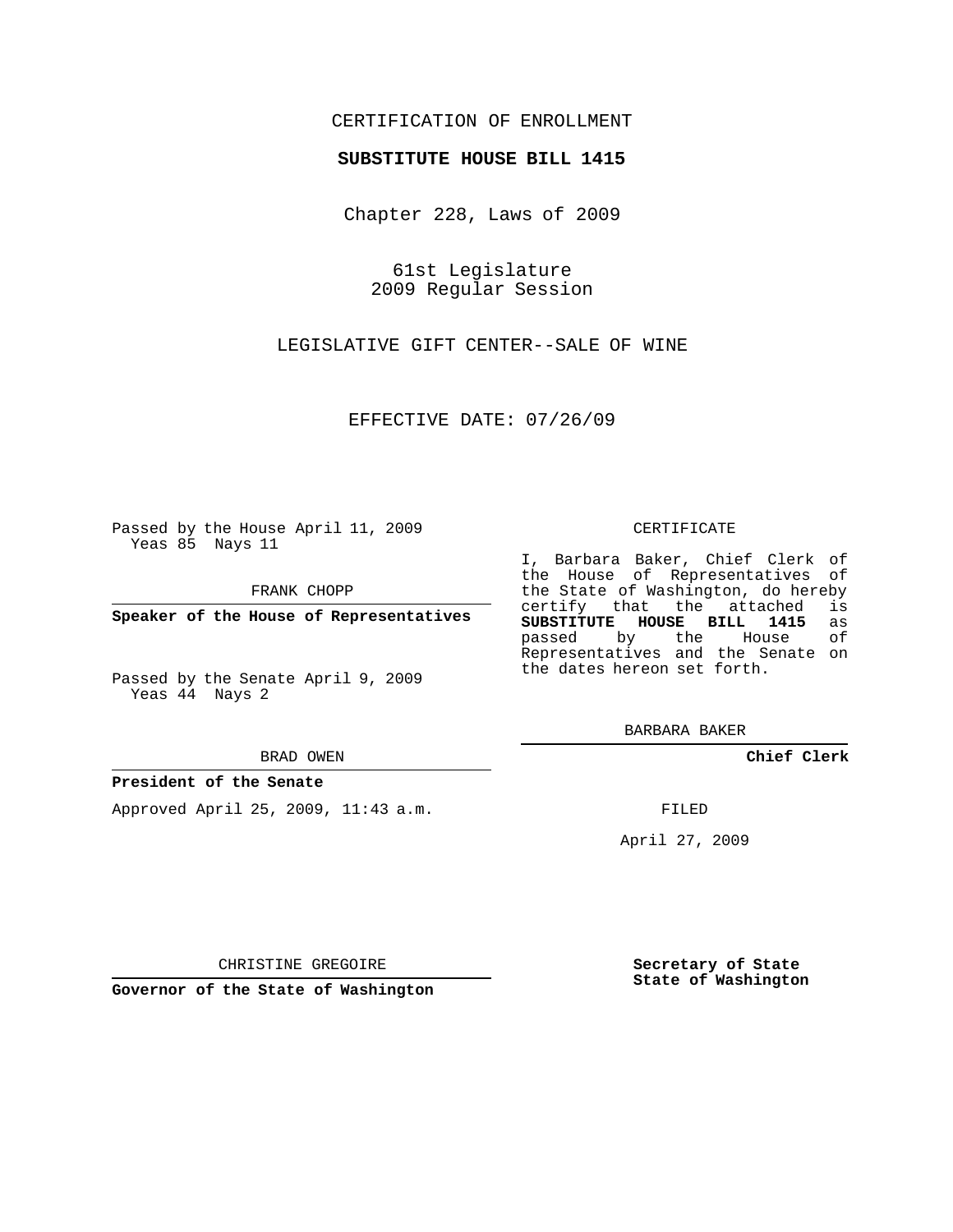CERTIFICATION OF ENROLLMENT

**SUBSTITUTE HOUSE BILL 1415**

Chapter 228, Laws of 2009

61st Legislature
2009 Regular Session

LEGISLATIVE GIFT CENTER--SALE OF WINE

EFFECTIVE DATE: 07/26/09

Passed by the House April 11, 2009
Yeas 85 Nays 11

FRANK CHOPP

**Speaker of the House of Representatives**

Passed by the Senate April 9, 2009
Yeas 44 Nays 2

BRAD OWEN

**President of the Senate**

Approved April 25, 2009, 11:43 a.m.

CHRISTINE GREGOIRE

**Governor of the State of Washington**

CERTIFICATE

I, Barbara Baker, Chief Clerk of the House of Representatives of the State of Washington, do hereby certify that the attached is **SUBSTITUTE HOUSE BILL 1415** as passed by the House of Representatives and the Senate on the dates hereon set forth.

BARBARA BAKER

**Chief Clerk**

FILED

April 27, 2009

**Secretary of State**
**State of Washington**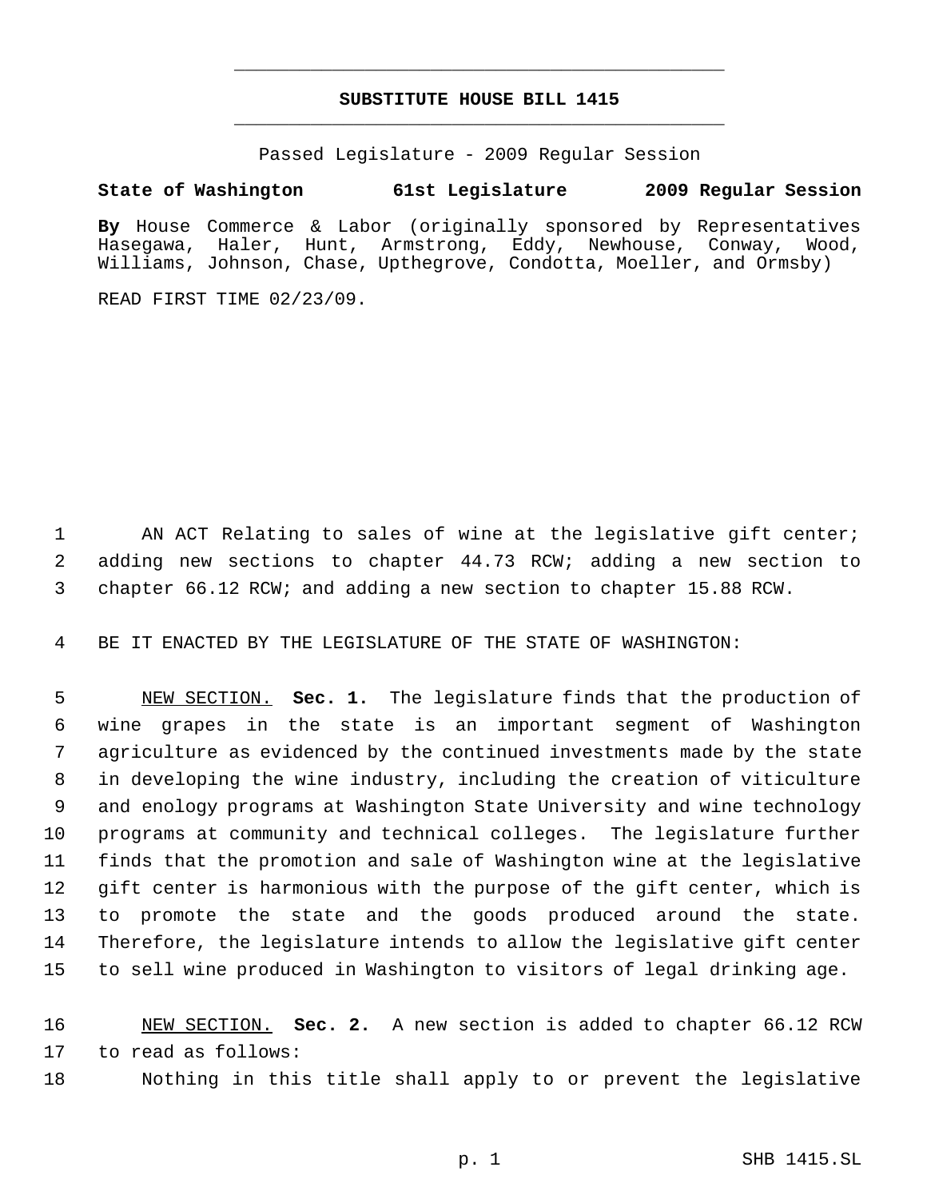# SUBSTITUTE HOUSE BILL 1415

Passed Legislature - 2009 Regular Session

**State of Washington 61st Legislature 2009 Regular Session**

**By** House Commerce & Labor (originally sponsored by Representatives Hasegawa, Haler, Hunt, Armstrong, Eddy, Newhouse, Conway, Wood, Williams, Johnson, Chase, Upthegrove, Condotta, Moeller, and Ormsby)

READ FIRST TIME 02/23/09.

AN ACT Relating to sales of wine at the legislative gift center; adding new sections to chapter 44.73 RCW; adding a new section to chapter 66.12 RCW; and adding a new section to chapter 15.88 RCW.

BE IT ENACTED BY THE LEGISLATURE OF THE STATE OF WASHINGTON:

NEW SECTION. **Sec. 1.** The legislature finds that the production of wine grapes in the state is an important segment of Washington agriculture as evidenced by the continued investments made by the state in developing the wine industry, including the creation of viticulture and enology programs at Washington State University and wine technology programs at community and technical colleges. The legislature further finds that the promotion and sale of Washington wine at the legislative gift center is harmonious with the purpose of the gift center, which is to promote the state and the goods produced around the state. Therefore, the legislature intends to allow the legislative gift center to sell wine produced in Washington to visitors of legal drinking age.

NEW SECTION. **Sec. 2.** A new section is added to chapter 66.12 RCW to read as follows:

Nothing in this title shall apply to or prevent the legislative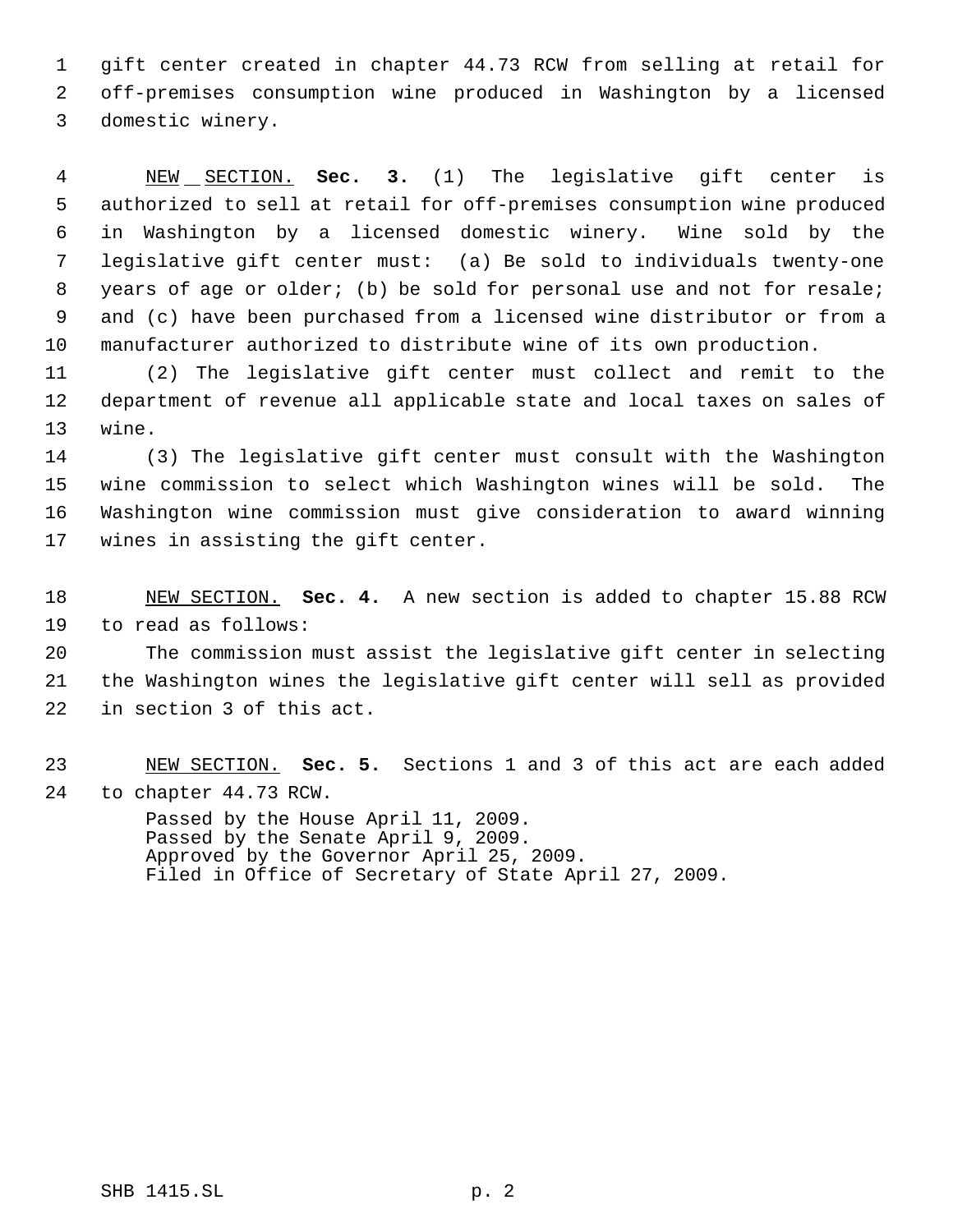gift center created in chapter 44.73 RCW from selling at retail for off-premises consumption wine produced in Washington by a licensed domestic winery.

NEW SECTION. **Sec. 3.** (1) The legislative gift center is authorized to sell at retail for off-premises consumption wine produced in Washington by a licensed domestic winery. Wine sold by the legislative gift center must: (a) Be sold to individuals twenty-one years of age or older; (b) be sold for personal use and not for resale; and (c) have been purchased from a licensed wine distributor or from a manufacturer authorized to distribute wine of its own production.

(2) The legislative gift center must collect and remit to the department of revenue all applicable state and local taxes on sales of wine.

(3) The legislative gift center must consult with the Washington wine commission to select which Washington wines will be sold. The Washington wine commission must give consideration to award winning wines in assisting the gift center.

NEW SECTION. **Sec. 4.** A new section is added to chapter 15.88 RCW to read as follows:

The commission must assist the legislative gift center in selecting the Washington wines the legislative gift center will sell as provided in section 3 of this act.

NEW SECTION. **Sec. 5.** Sections 1 and 3 of this act are each added to chapter 44.73 RCW.

Passed by the House April 11, 2009.
Passed by the Senate April 9, 2009.
Approved by the Governor April 25, 2009.
Filed in Office of Secretary of State April 27, 2009.